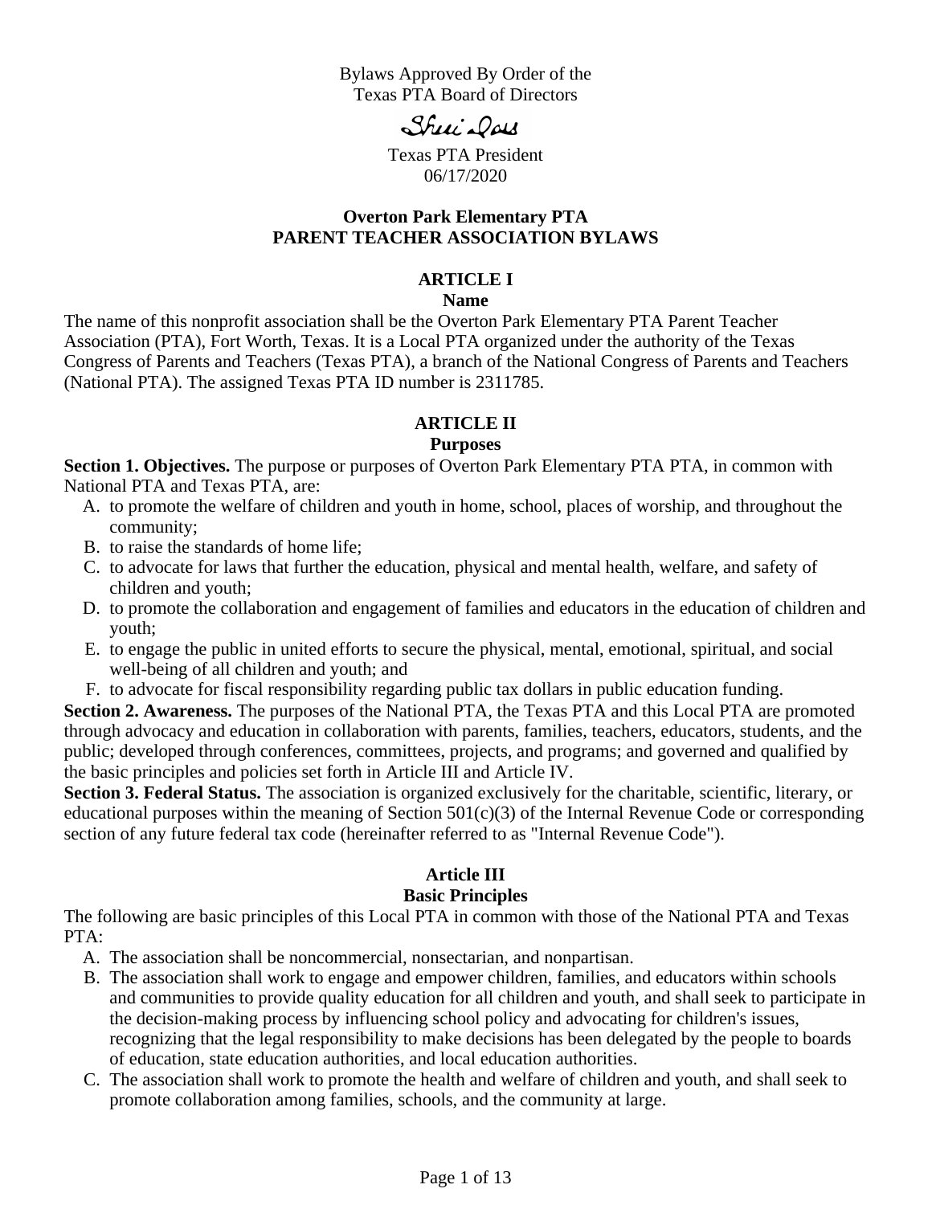Bylaws Approved By Order of the
Texas PTA Board of Directors

Sheri Doss

Texas PTA President
06/17/2020

# Overton Park Elementary PTA
# PARENT TEACHER ASSOCIATION BYLAWS

## ARTICLE I
### Name

The name of this nonprofit association shall be the Overton Park Elementary PTA Parent Teacher Association (PTA), Fort Worth, Texas. It is a Local PTA organized under the authority of the Texas Congress of Parents and Teachers (Texas PTA), a branch of the National Congress of Parents and Teachers (National PTA). The assigned Texas PTA ID number is 2311785.

## ARTICLE II
### Purposes

**Section 1. Objectives.** The purpose or purposes of Overton Park Elementary PTA PTA, in common with National PTA and Texas PTA, are:

A. to promote the welfare of children and youth in home, school, places of worship, and throughout the community;
B. to raise the standards of home life;
C. to advocate for laws that further the education, physical and mental health, welfare, and safety of children and youth;
D. to promote the collaboration and engagement of families and educators in the education of children and youth;
E. to engage the public in united efforts to secure the physical, mental, emotional, spiritual, and social well-being of all children and youth; and
F. to advocate for fiscal responsibility regarding public tax dollars in public education funding.

**Section 2. Awareness.** The purposes of the National PTA, the Texas PTA and this Local PTA are promoted through advocacy and education in collaboration with parents, families, teachers, educators, students, and the public; developed through conferences, committees, projects, and programs; and governed and qualified by the basic principles and policies set forth in Article III and Article IV.

**Section 3. Federal Status.** The association is organized exclusively for the charitable, scientific, literary, or educational purposes within the meaning of Section 501(c)(3) of the Internal Revenue Code or corresponding section of any future federal tax code (hereinafter referred to as "Internal Revenue Code").

## Article III
### Basic Principles

The following are basic principles of this Local PTA in common with those of the National PTA and Texas PTA:

A. The association shall be noncommercial, nonsectarian, and nonpartisan.
B. The association shall work to engage and empower children, families, and educators within schools and communities to provide quality education for all children and youth, and shall seek to participate in the decision-making process by influencing school policy and advocating for children's issues, recognizing that the legal responsibility to make decisions has been delegated by the people to boards of education, state education authorities, and local education authorities.
C. The association shall work to promote the health and welfare of children and youth, and shall seek to promote collaboration among families, schools, and the community at large.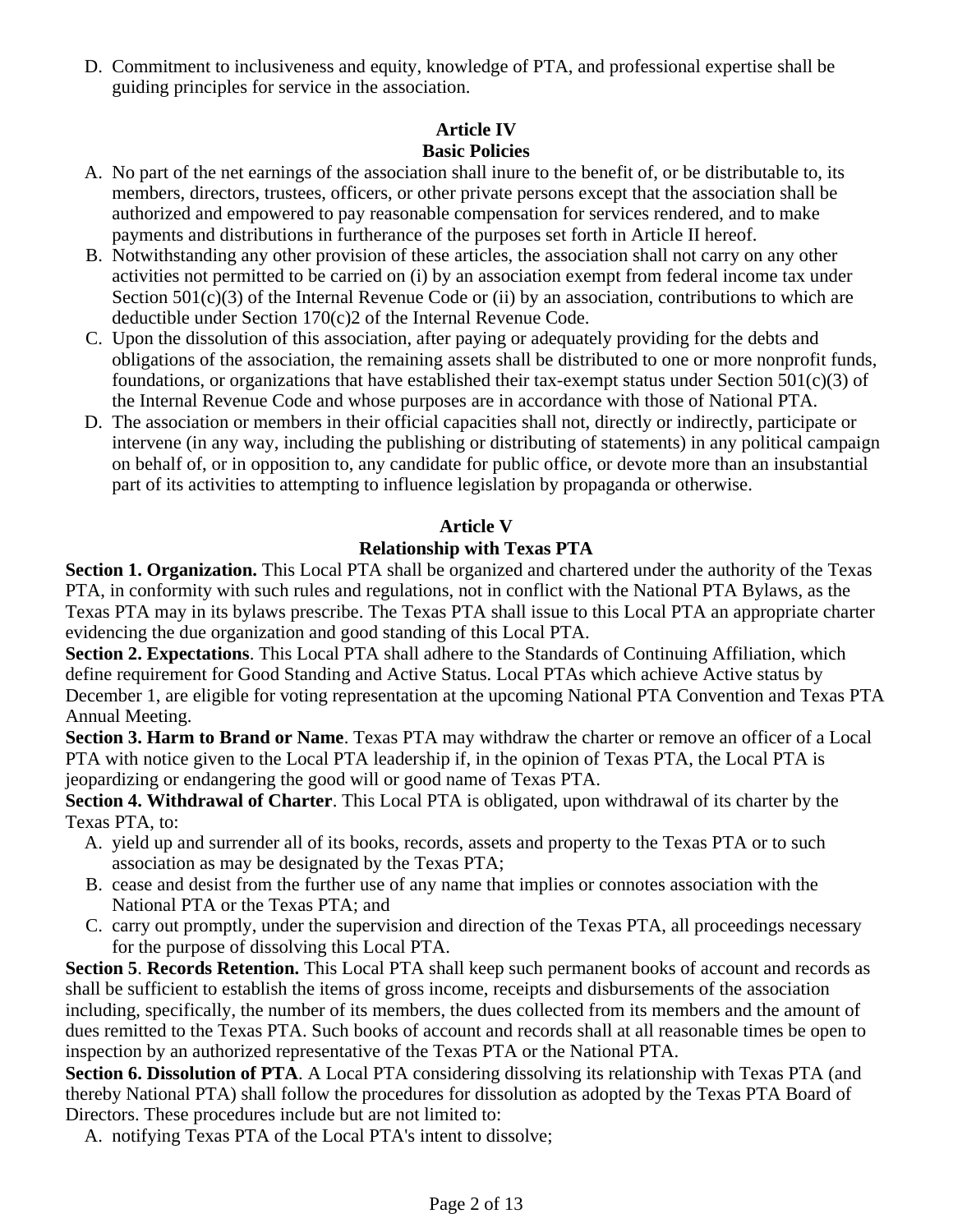D. Commitment to inclusiveness and equity, knowledge of PTA, and professional expertise shall be guiding principles for service in the association.

## Article IV
## Basic Policies

A. No part of the net earnings of the association shall inure to the benefit of, or be distributable to, its members, directors, trustees, officers, or other private persons except that the association shall be authorized and empowered to pay reasonable compensation for services rendered, and to make payments and distributions in furtherance of the purposes set forth in Article II hereof.
B. Notwithstanding any other provision of these articles, the association shall not carry on any other activities not permitted to be carried on (i) by an association exempt from federal income tax under Section 501(c)(3) of the Internal Revenue Code or (ii) by an association, contributions to which are deductible under Section 170(c)2 of the Internal Revenue Code.
C. Upon the dissolution of this association, after paying or adequately providing for the debts and obligations of the association, the remaining assets shall be distributed to one or more nonprofit funds, foundations, or organizations that have established their tax-exempt status under Section 501(c)(3) of the Internal Revenue Code and whose purposes are in accordance with those of National PTA.
D. The association or members in their official capacities shall not, directly or indirectly, participate or intervene (in any way, including the publishing or distributing of statements) in any political campaign on behalf of, or in opposition to, any candidate for public office, or devote more than an insubstantial part of its activities to attempting to influence legislation by propaganda or otherwise.

## Article V
## Relationship with Texas PTA

**Section 1. Organization.** This Local PTA shall be organized and chartered under the authority of the Texas PTA, in conformity with such rules and regulations, not in conflict with the National PTA Bylaws, as the Texas PTA may in its bylaws prescribe. The Texas PTA shall issue to this Local PTA an appropriate charter evidencing the due organization and good standing of this Local PTA.

**Section 2. Expectations**. This Local PTA shall adhere to the Standards of Continuing Affiliation, which define requirement for Good Standing and Active Status. Local PTAs which achieve Active status by December 1, are eligible for voting representation at the upcoming National PTA Convention and Texas PTA Annual Meeting.

**Section 3. Harm to Brand or Name**. Texas PTA may withdraw the charter or remove an officer of a Local PTA with notice given to the Local PTA leadership if, in the opinion of Texas PTA, the Local PTA is jeopardizing or endangering the good will or good name of Texas PTA.

**Section 4. Withdrawal of Charter**. This Local PTA is obligated, upon withdrawal of its charter by the Texas PTA, to:

A. yield up and surrender all of its books, records, assets and property to the Texas PTA or to such association as may be designated by the Texas PTA;
B. cease and desist from the further use of any name that implies or connotes association with the National PTA or the Texas PTA; and
C. carry out promptly, under the supervision and direction of the Texas PTA, all proceedings necessary for the purpose of dissolving this Local PTA.

**Section 5**. **Records Retention.** This Local PTA shall keep such permanent books of account and records as shall be sufficient to establish the items of gross income, receipts and disbursements of the association including, specifically, the number of its members, the dues collected from its members and the amount of dues remitted to the Texas PTA. Such books of account and records shall at all reasonable times be open to inspection by an authorized representative of the Texas PTA or the National PTA.

**Section 6. Dissolution of PTA**. A Local PTA considering dissolving its relationship with Texas PTA (and thereby National PTA) shall follow the procedures for dissolution as adopted by the Texas PTA Board of Directors. These procedures include but are not limited to:

A. notifying Texas PTA of the Local PTA's intent to dissolve;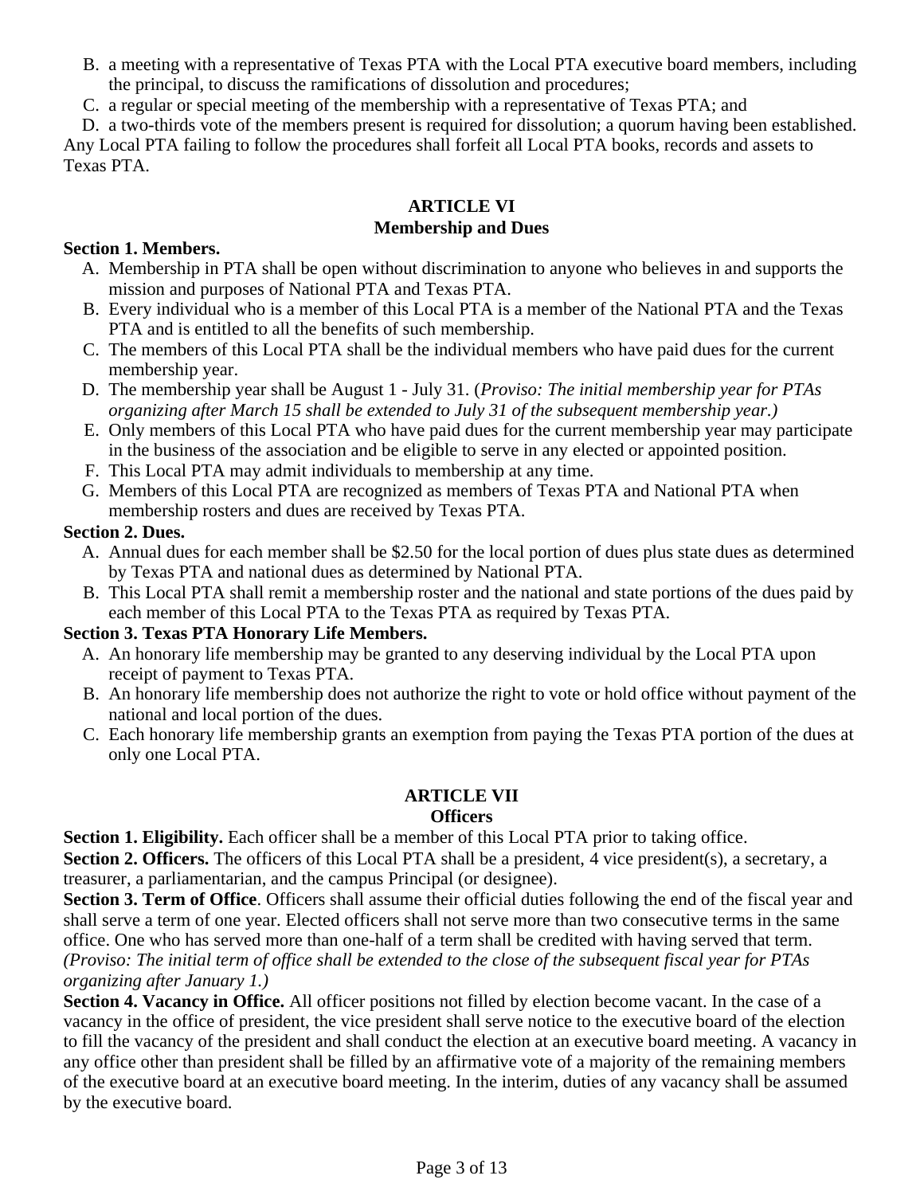B. a meeting with a representative of Texas PTA with the Local PTA executive board members, including the principal, to discuss the ramifications of dissolution and procedures;

C. a regular or special meeting of the membership with a representative of Texas PTA; and

D. a two-thirds vote of the members present is required for dissolution; a quorum having been established.

Any Local PTA failing to follow the procedures shall forfeit all Local PTA books, records and assets to Texas PTA.

## ARTICLE VI
## Membership and Dues

**Section 1. Members.**

A. Membership in PTA shall be open without discrimination to anyone who believes in and supports the mission and purposes of National PTA and Texas PTA.

B. Every individual who is a member of this Local PTA is a member of the National PTA and the Texas PTA and is entitled to all the benefits of such membership.

C. The members of this Local PTA shall be the individual members who have paid dues for the current membership year.

D. The membership year shall be August 1 - July 31. (*Proviso: The initial membership year for PTAs organizing after March 15 shall be extended to July 31 of the subsequent membership year.)*

E. Only members of this Local PTA who have paid dues for the current membership year may participate in the business of the association and be eligible to serve in any elected or appointed position.

F. This Local PTA may admit individuals to membership at any time.

G. Members of this Local PTA are recognized as members of Texas PTA and National PTA when membership rosters and dues are received by Texas PTA.

**Section 2. Dues.**

A. Annual dues for each member shall be $2.50 for the local portion of dues plus state dues as determined by Texas PTA and national dues as determined by National PTA.

B. This Local PTA shall remit a membership roster and the national and state portions of the dues paid by each member of this Local PTA to the Texas PTA as required by Texas PTA.

**Section 3. Texas PTA Honorary Life Members.**

A. An honorary life membership may be granted to any deserving individual by the Local PTA upon receipt of payment to Texas PTA.

B. An honorary life membership does not authorize the right to vote or hold office without payment of the national and local portion of the dues.

C. Each honorary life membership grants an exemption from paying the Texas PTA portion of the dues at only one Local PTA.

## ARTICLE VII
## Officers

**Section 1. Eligibility.** Each officer shall be a member of this Local PTA prior to taking office.

**Section 2. Officers.** The officers of this Local PTA shall be a president, 4 vice president(s), a secretary, a treasurer, a parliamentarian, and the campus Principal (or designee).

**Section 3. Term of Office**. Officers shall assume their official duties following the end of the fiscal year and shall serve a term of one year. Elected officers shall not serve more than two consecutive terms in the same office. One who has served more than one-half of a term shall be credited with having served that term. *(Proviso: The initial term of office shall be extended to the close of the subsequent fiscal year for PTAs organizing after January 1.)*

**Section 4. Vacancy in Office.** All officer positions not filled by election become vacant. In the case of a vacancy in the office of president, the vice president shall serve notice to the executive board of the election to fill the vacancy of the president and shall conduct the election at an executive board meeting. A vacancy in any office other than president shall be filled by an affirmative vote of a majority of the remaining members of the executive board at an executive board meeting. In the interim, duties of any vacancy shall be assumed by the executive board.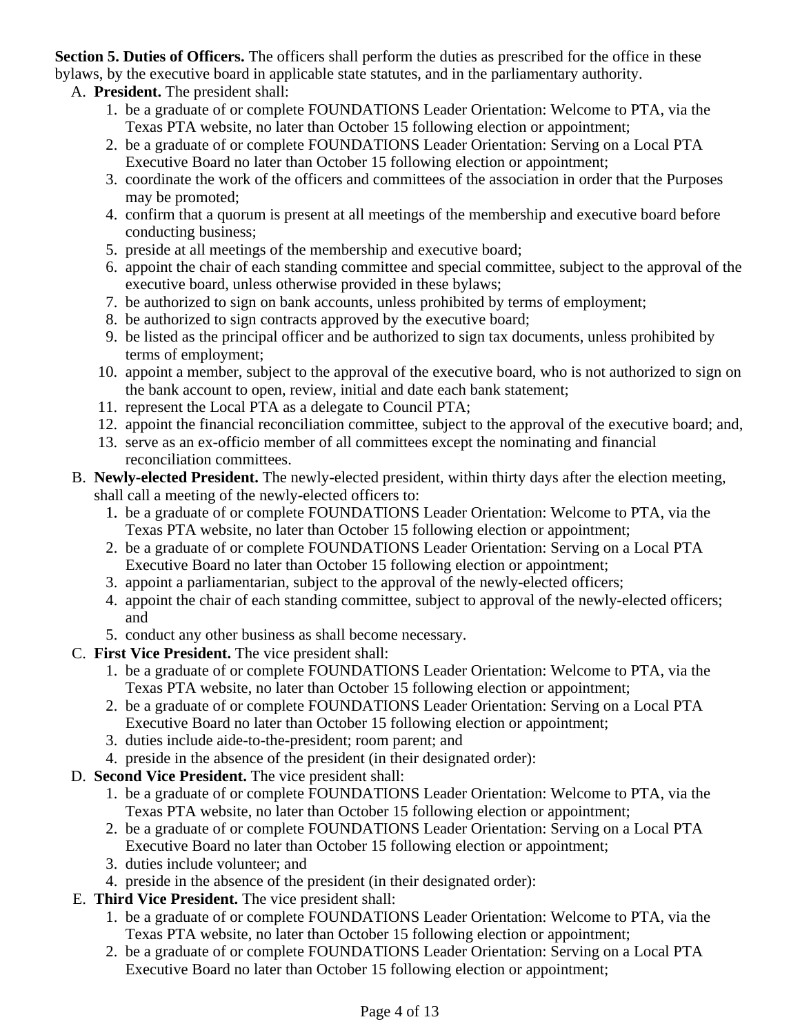**Section 5. Duties of Officers.** The officers shall perform the duties as prescribed for the office in these bylaws, by the executive board in applicable state statutes, and in the parliamentary authority.

A. **President.** The president shall:
   1. be a graduate of or complete FOUNDATIONS Leader Orientation: Welcome to PTA, via the Texas PTA website, no later than October 15 following election or appointment;
   2. be a graduate of or complete FOUNDATIONS Leader Orientation: Serving on a Local PTA Executive Board no later than October 15 following election or appointment;
   3. coordinate the work of the officers and committees of the association in order that the Purposes may be promoted;
   4. confirm that a quorum is present at all meetings of the membership and executive board before conducting business;
   5. preside at all meetings of the membership and executive board;
   6. appoint the chair of each standing committee and special committee, subject to the approval of the executive board, unless otherwise provided in these bylaws;
   7. be authorized to sign on bank accounts, unless prohibited by terms of employment;
   8. be authorized to sign contracts approved by the executive board;
   9. be listed as the principal officer and be authorized to sign tax documents, unless prohibited by terms of employment;
   10. appoint a member, subject to the approval of the executive board, who is not authorized to sign on the bank account to open, review, initial and date each bank statement;
   11. represent the Local PTA as a delegate to Council PTA;
   12. appoint the financial reconciliation committee, subject to the approval of the executive board; and,
   13. serve as an ex-officio member of all committees except the nominating and financial reconciliation committees.

B. **Newly-elected President.** The newly-elected president, within thirty days after the election meeting, shall call a meeting of the newly-elected officers to:
   1. be a graduate of or complete FOUNDATIONS Leader Orientation: Welcome to PTA, via the Texas PTA website, no later than October 15 following election or appointment;
   2. be a graduate of or complete FOUNDATIONS Leader Orientation: Serving on a Local PTA Executive Board no later than October 15 following election or appointment;
   3. appoint a parliamentarian, subject to the approval of the newly-elected officers;
   4. appoint the chair of each standing committee, subject to approval of the newly-elected officers; and
   5. conduct any other business as shall become necessary.

C. **First Vice President.** The vice president shall:
   1. be a graduate of or complete FOUNDATIONS Leader Orientation: Welcome to PTA, via the Texas PTA website, no later than October 15 following election or appointment;
   2. be a graduate of or complete FOUNDATIONS Leader Orientation: Serving on a Local PTA Executive Board no later than October 15 following election or appointment;
   3. duties include aide-to-the-president; room parent; and
   4. preside in the absence of the president (in their designated order):

D. **Second Vice President.** The vice president shall:
   1. be a graduate of or complete FOUNDATIONS Leader Orientation: Welcome to PTA, via the Texas PTA website, no later than October 15 following election or appointment;
   2. be a graduate of or complete FOUNDATIONS Leader Orientation: Serving on a Local PTA Executive Board no later than October 15 following election or appointment;
   3. duties include volunteer; and
   4. preside in the absence of the president (in their designated order):

E. **Third Vice President.** The vice president shall:
   1. be a graduate of or complete FOUNDATIONS Leader Orientation: Welcome to PTA, via the Texas PTA website, no later than October 15 following election or appointment;
   2. be a graduate of or complete FOUNDATIONS Leader Orientation: Serving on a Local PTA Executive Board no later than October 15 following election or appointment;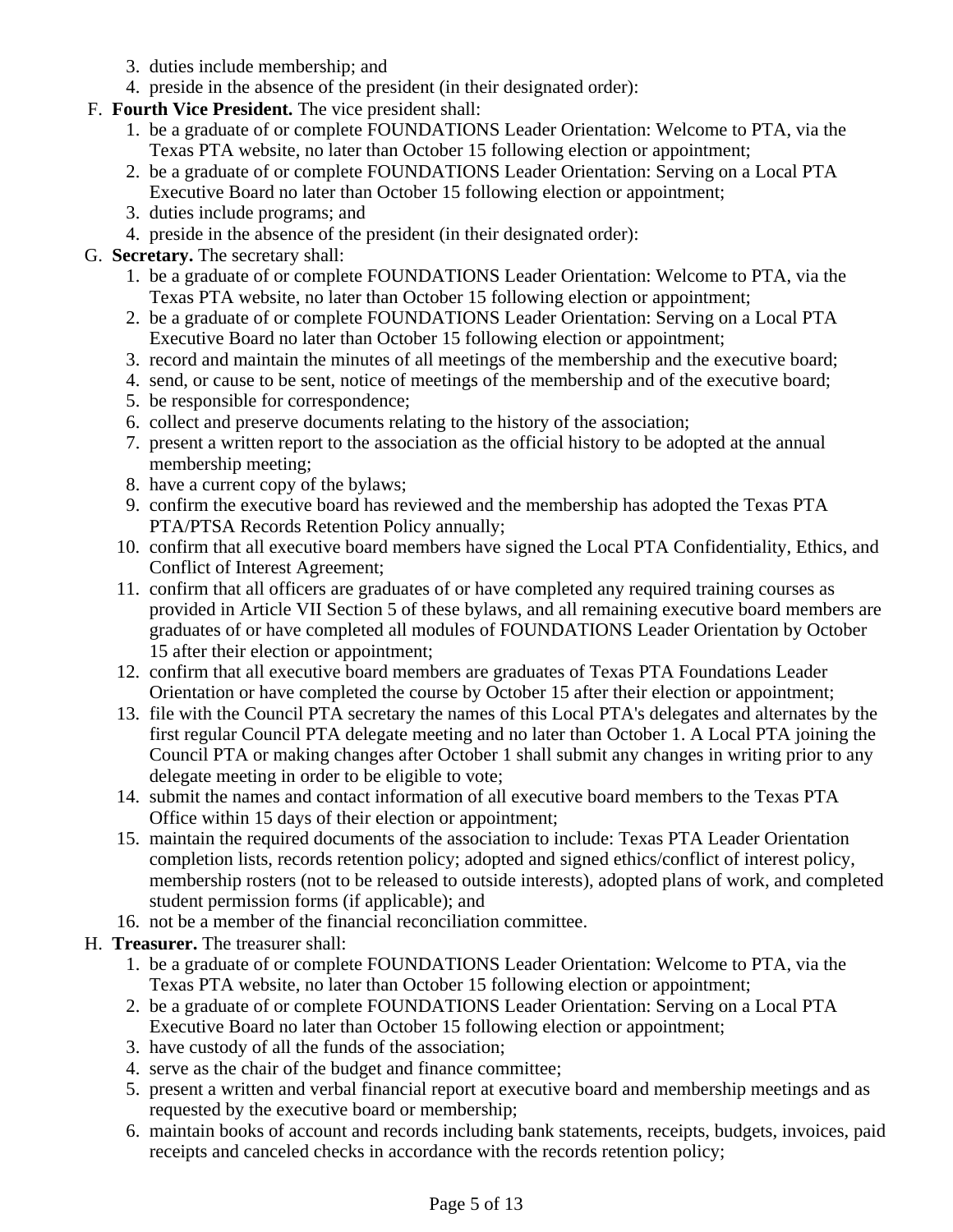3. duties include membership; and
4. preside in the absence of the president (in their designated order):

F. **Fourth Vice President.** The vice president shall:
   1. be a graduate of or complete FOUNDATIONS Leader Orientation: Welcome to PTA, via the Texas PTA website, no later than October 15 following election or appointment;
   2. be a graduate of or complete FOUNDATIONS Leader Orientation: Serving on a Local PTA Executive Board no later than October 15 following election or appointment;
   3. duties include programs; and
   4. preside in the absence of the president (in their designated order):

G. **Secretary.** The secretary shall:
   1. be a graduate of or complete FOUNDATIONS Leader Orientation: Welcome to PTA, via the Texas PTA website, no later than October 15 following election or appointment;
   2. be a graduate of or complete FOUNDATIONS Leader Orientation: Serving on a Local PTA Executive Board no later than October 15 following election or appointment;
   3. record and maintain the minutes of all meetings of the membership and the executive board;
   4. send, or cause to be sent, notice of meetings of the membership and of the executive board;
   5. be responsible for correspondence;
   6. collect and preserve documents relating to the history of the association;
   7. present a written report to the association as the official history to be adopted at the annual membership meeting;
   8. have a current copy of the bylaws;
   9. confirm the executive board has reviewed and the membership has adopted the Texas PTA PTA/PTSA Records Retention Policy annually;
   10. confirm that all executive board members have signed the Local PTA Confidentiality, Ethics, and Conflict of Interest Agreement;
   11. confirm that all officers are graduates of or have completed any required training courses as provided in Article VII Section 5 of these bylaws, and all remaining executive board members are graduates of or have completed all modules of FOUNDATIONS Leader Orientation by October 15 after their election or appointment;
   12. confirm that all executive board members are graduates of Texas PTA Foundations Leader Orientation or have completed the course by October 15 after their election or appointment;
   13. file with the Council PTA secretary the names of this Local PTA's delegates and alternates by the first regular Council PTA delegate meeting and no later than October 1. A Local PTA joining the Council PTA or making changes after October 1 shall submit any changes in writing prior to any delegate meeting in order to be eligible to vote;
   14. submit the names and contact information of all executive board members to the Texas PTA Office within 15 days of their election or appointment;
   15. maintain the required documents of the association to include: Texas PTA Leader Orientation completion lists, records retention policy; adopted and signed ethics/conflict of interest policy, membership rosters (not to be released to outside interests), adopted plans of work, and completed student permission forms (if applicable); and
   16. not be a member of the financial reconciliation committee.

H. **Treasurer.** The treasurer shall:
   1. be a graduate of or complete FOUNDATIONS Leader Orientation: Welcome to PTA, via the Texas PTA website, no later than October 15 following election or appointment;
   2. be a graduate of or complete FOUNDATIONS Leader Orientation: Serving on a Local PTA Executive Board no later than October 15 following election or appointment;
   3. have custody of all the funds of the association;
   4. serve as the chair of the budget and finance committee;
   5. present a written and verbal financial report at executive board and membership meetings and as requested by the executive board or membership;
   6. maintain books of account and records including bank statements, receipts, budgets, invoices, paid receipts and canceled checks in accordance with the records retention policy;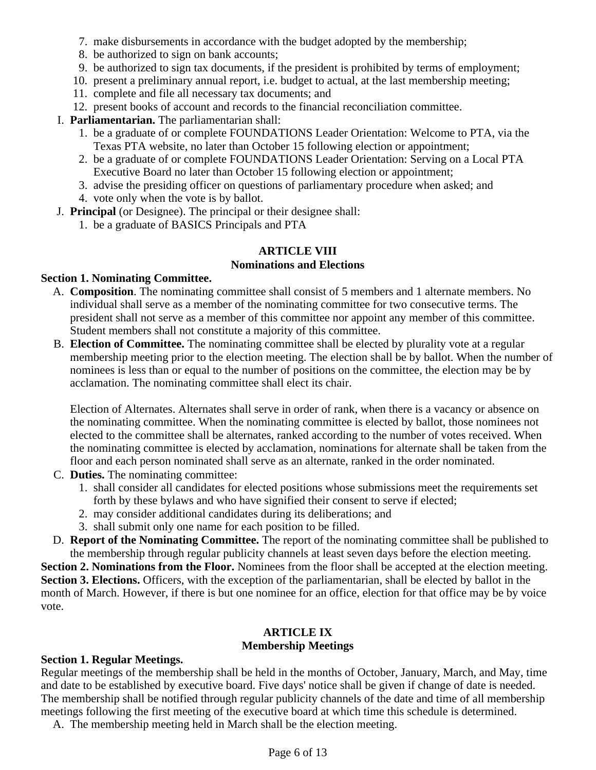7. make disbursements in accordance with the budget adopted by the membership;
8. be authorized to sign on bank accounts;
9. be authorized to sign tax documents, if the president is prohibited by terms of employment;
10. present a preliminary annual report, i.e. budget to actual, at the last membership meeting;
11. complete and file all necessary tax documents; and
12. present books of account and records to the financial reconciliation committee.

I. **Parliamentarian.** The parliamentarian shall:
   1. be a graduate of or complete FOUNDATIONS Leader Orientation: Welcome to PTA, via the Texas PTA website, no later than October 15 following election or appointment;
   2. be a graduate of or complete FOUNDATIONS Leader Orientation: Serving on a Local PTA Executive Board no later than October 15 following election or appointment;
   3. advise the presiding officer on questions of parliamentary procedure when asked; and
   4. vote only when the vote is by ballot.

J. **Principal** (or Designee). The principal or their designee shall:
   1. be a graduate of BASICS Principals and PTA

## ARTICLE VIII
## Nominations and Elections

**Section 1. Nominating Committee.**

A. **Composition**. The nominating committee shall consist of 5 members and 1 alternate members. No individual shall serve as a member of the nominating committee for two consecutive terms. The president shall not serve as a member of this committee nor appoint any member of this committee. Student members shall not constitute a majority of this committee.

B. **Election of Committee.** The nominating committee shall be elected by plurality vote at a regular membership meeting prior to the election meeting. The election shall be by ballot. When the number of nominees is less than or equal to the number of positions on the committee, the election may be by acclamation. The nominating committee shall elect its chair.

   Election of Alternates. Alternates shall serve in order of rank, when there is a vacancy or absence on the nominating committee. When the nominating committee is elected by ballot, those nominees not elected to the committee shall be alternates, ranked according to the number of votes received. When the nominating committee is elected by acclamation, nominations for alternate shall be taken from the floor and each person nominated shall serve as an alternate, ranked in the order nominated.

C. **Duties.** The nominating committee:
   1. shall consider all candidates for elected positions whose submissions meet the requirements set forth by these bylaws and who have signified their consent to serve if elected;
   2. may consider additional candidates during its deliberations; and
   3. shall submit only one name for each position to be filled.

D. **Report of the Nominating Committee.** The report of the nominating committee shall be published to the membership through regular publicity channels at least seven days before the election meeting.

**Section 2. Nominations from the Floor.** Nominees from the floor shall be accepted at the election meeting.

**Section 3. Elections.** Officers, with the exception of the parliamentarian, shall be elected by ballot in the month of March. However, if there is but one nominee for an office, election for that office may be by voice vote.

## ARTICLE IX
## Membership Meetings

**Section 1. Regular Meetings.**

Regular meetings of the membership shall be held in the months of October, January, March, and May, time and date to be established by executive board. Five days' notice shall be given if change of date is needed. The membership shall be notified through regular publicity channels of the date and time of all membership meetings following the first meeting of the executive board at which time this schedule is determined.

A. The membership meeting held in March shall be the election meeting.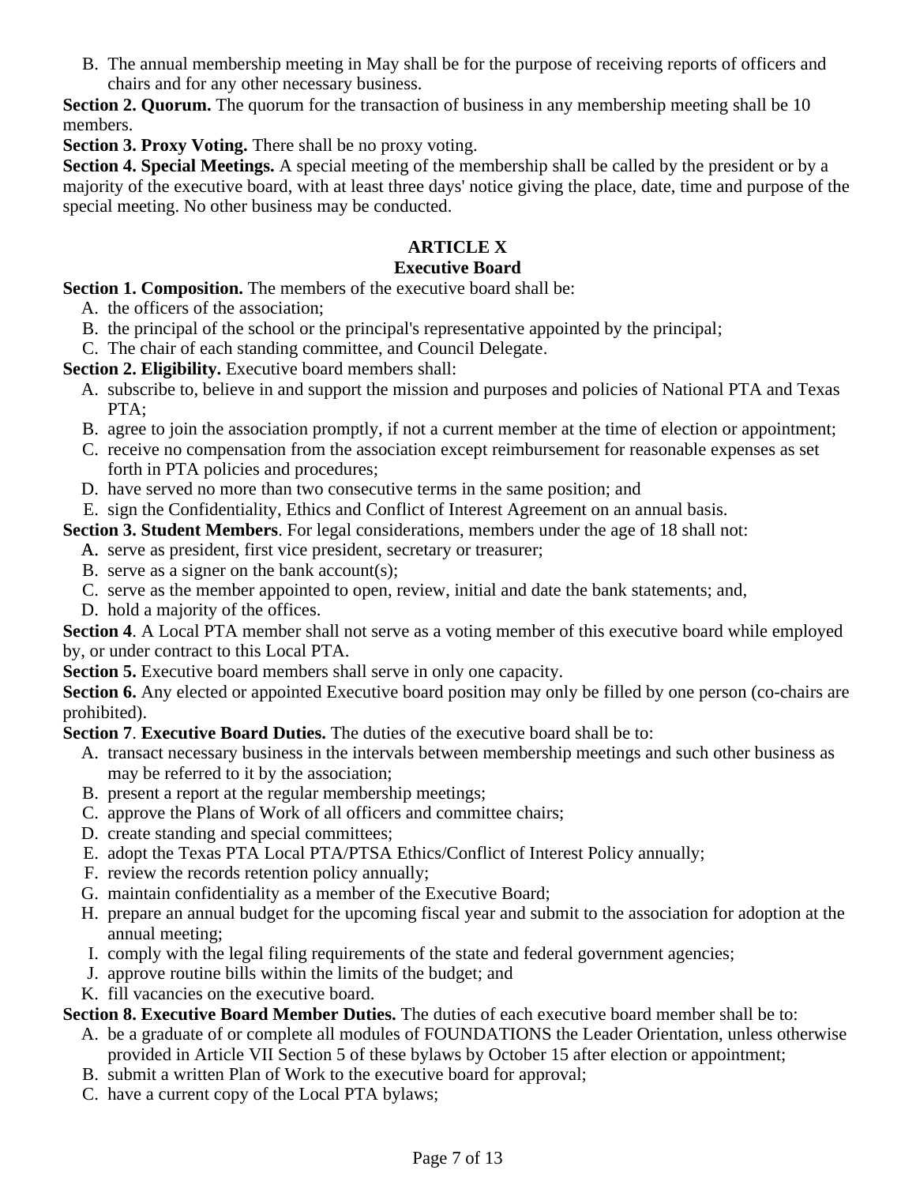B. The annual membership meeting in May shall be for the purpose of receiving reports of officers and chairs and for any other necessary business.

**Section 2. Quorum.** The quorum for the transaction of business in any membership meeting shall be 10 members.

**Section 3. Proxy Voting.** There shall be no proxy voting.

**Section 4. Special Meetings.** A special meeting of the membership shall be called by the president or by a majority of the executive board, with at least three days' notice giving the place, date, time and purpose of the special meeting. No other business may be conducted.

## ARTICLE X
## Executive Board

**Section 1. Composition.** The members of the executive board shall be:

A. the officers of the association;
B. the principal of the school or the principal's representative appointed by the principal;
C. The chair of each standing committee, and Council Delegate.

**Section 2. Eligibility.** Executive board members shall:

A. subscribe to, believe in and support the mission and purposes and policies of National PTA and Texas PTA;
B. agree to join the association promptly, if not a current member at the time of election or appointment;
C. receive no compensation from the association except reimbursement for reasonable expenses as set forth in PTA policies and procedures;
D. have served no more than two consecutive terms in the same position; and
E. sign the Confidentiality, Ethics and Conflict of Interest Agreement on an annual basis.

**Section 3. Student Members**. For legal considerations, members under the age of 18 shall not:

A. serve as president, first vice president, secretary or treasurer;
B. serve as a signer on the bank account(s);
C. serve as the member appointed to open, review, initial and date the bank statements; and,
D. hold a majority of the offices.

**Section 4**. A Local PTA member shall not serve as a voting member of this executive board while employed by, or under contract to this Local PTA.

**Section 5.** Executive board members shall serve in only one capacity.

**Section 6.** Any elected or appointed Executive board position may only be filled by one person (co-chairs are prohibited).

**Section 7**. **Executive Board Duties.** The duties of the executive board shall be to:

A. transact necessary business in the intervals between membership meetings and such other business as may be referred to it by the association;
B. present a report at the regular membership meetings;
C. approve the Plans of Work of all officers and committee chairs;
D. create standing and special committees;
E. adopt the Texas PTA Local PTA/PTSA Ethics/Conflict of Interest Policy annually;
F. review the records retention policy annually;
G. maintain confidentiality as a member of the Executive Board;
H. prepare an annual budget for the upcoming fiscal year and submit to the association for adoption at the annual meeting;
I. comply with the legal filing requirements of the state and federal government agencies;
J. approve routine bills within the limits of the budget; and
K. fill vacancies on the executive board.

**Section 8. Executive Board Member Duties.** The duties of each executive board member shall be to:

A. be a graduate of or complete all modules of FOUNDATIONS the Leader Orientation, unless otherwise provided in Article VII Section 5 of these bylaws by October 15 after election or appointment;
B. submit a written Plan of Work to the executive board for approval;
C. have a current copy of the Local PTA bylaws;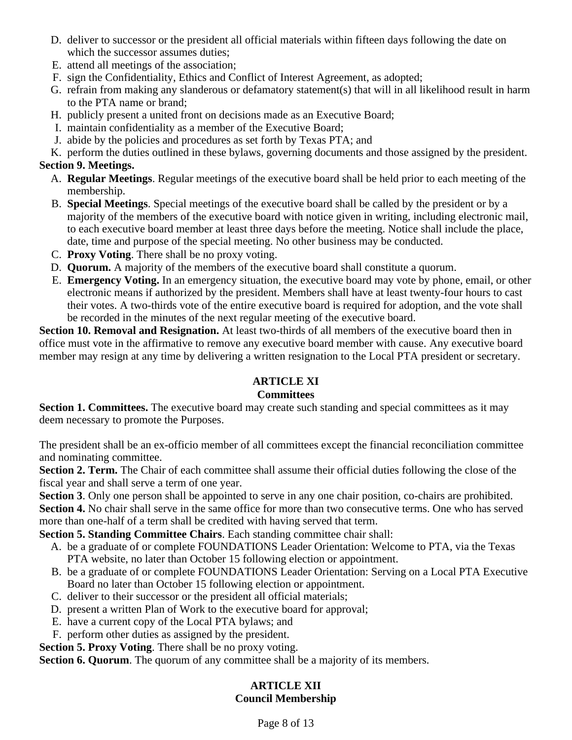D. deliver to successor or the president all official materials within fifteen days following the date on which the successor assumes duties;
E. attend all meetings of the association;
F. sign the Confidentiality, Ethics and Conflict of Interest Agreement, as adopted;
G. refrain from making any slanderous or defamatory statement(s) that will in all likelihood result in harm to the PTA name or brand;
H. publicly present a united front on decisions made as an Executive Board;
I. maintain confidentiality as a member of the Executive Board;
J. abide by the policies and procedures as set forth by Texas PTA; and
K. perform the duties outlined in these bylaws, governing documents and those assigned by the president.

**Section 9. Meetings.**

A. **Regular Meetings**. Regular meetings of the executive board shall be held prior to each meeting of the membership.
B. **Special Meetings**. Special meetings of the executive board shall be called by the president or by a majority of the members of the executive board with notice given in writing, including electronic mail, to each executive board member at least three days before the meeting. Notice shall include the place, date, time and purpose of the special meeting. No other business may be conducted.
C. **Proxy Voting**. There shall be no proxy voting.
D. **Quorum.** A majority of the members of the executive board shall constitute a quorum.
E. **Emergency Voting.** In an emergency situation, the executive board may vote by phone, email, or other electronic means if authorized by the president. Members shall have at least twenty-four hours to cast their votes. A two-thirds vote of the entire executive board is required for adoption, and the vote shall be recorded in the minutes of the next regular meeting of the executive board.

**Section 10. Removal and Resignation.** At least two-thirds of all members of the executive board then in office must vote in the affirmative to remove any executive board member with cause. Any executive board member may resign at any time by delivering a written resignation to the Local PTA president or secretary.

## ARTICLE XI
## Committees

**Section 1. Committees.** The executive board may create such standing and special committees as it may deem necessary to promote the Purposes.

The president shall be an ex-officio member of all committees except the financial reconciliation committee and nominating committee.

**Section 2. Term.** The Chair of each committee shall assume their official duties following the close of the fiscal year and shall serve a term of one year.

**Section 3**. Only one person shall be appointed to serve in any one chair position, co-chairs are prohibited.

**Section 4.** No chair shall serve in the same office for more than two consecutive terms. One who has served more than one-half of a term shall be credited with having served that term.

**Section 5. Standing Committee Chairs**. Each standing committee chair shall:

A. be a graduate of or complete FOUNDATIONS Leader Orientation: Welcome to PTA, via the Texas PTA website, no later than October 15 following election or appointment.
B. be a graduate of or complete FOUNDATIONS Leader Orientation: Serving on a Local PTA Executive Board no later than October 15 following election or appointment.
C. deliver to their successor or the president all official materials;
D. present a written Plan of Work to the executive board for approval;
E. have a current copy of the Local PTA bylaws; and
F. perform other duties as assigned by the president.

**Section 5. Proxy Voting**. There shall be no proxy voting.

**Section 6. Quorum**. The quorum of any committee shall be a majority of its members.

## ARTICLE XII
## Council Membership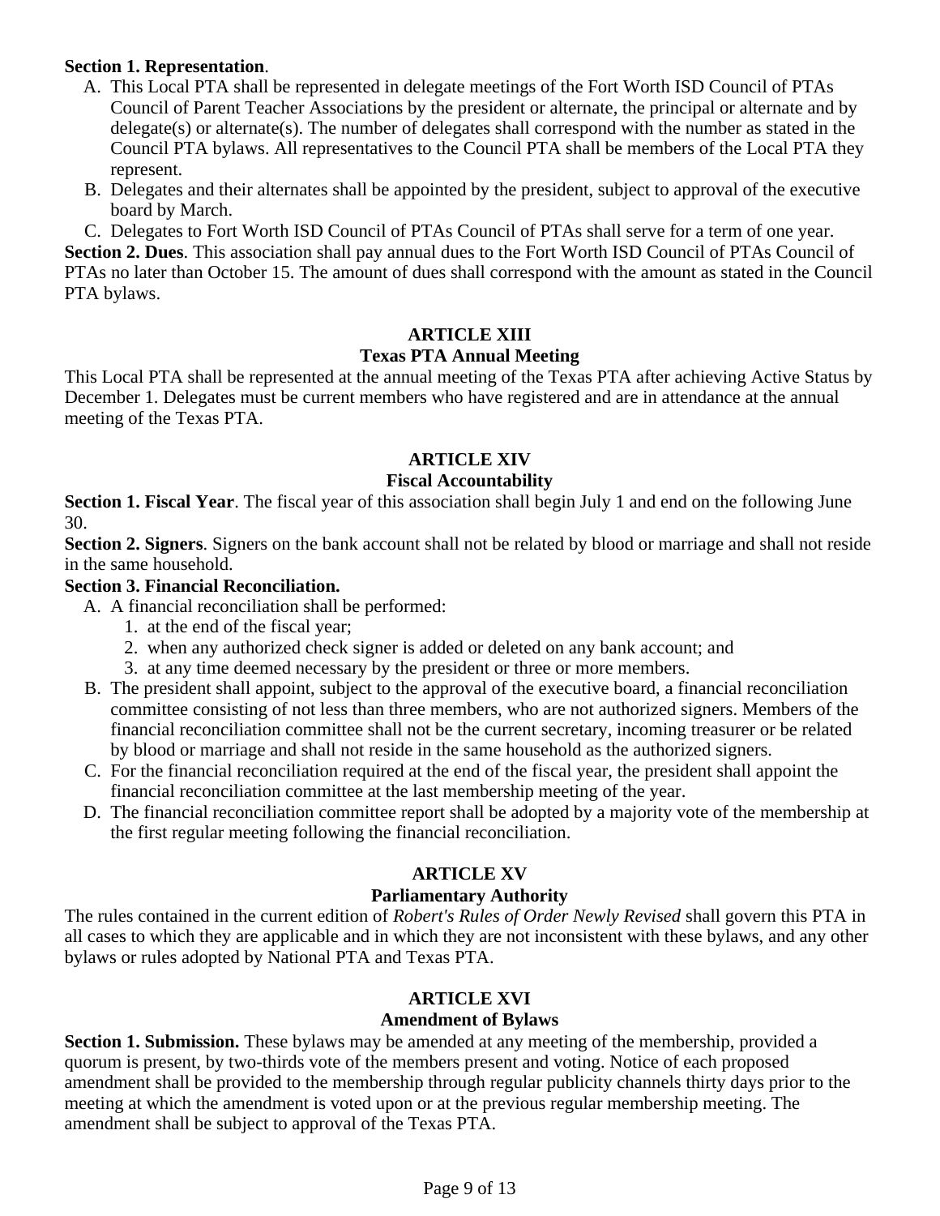**Section 1. Representation**.

A. This Local PTA shall be represented in delegate meetings of the Fort Worth ISD Council of PTAs Council of Parent Teacher Associations by the president or alternate, the principal or alternate and by delegate(s) or alternate(s). The number of delegates shall correspond with the number as stated in the Council PTA bylaws. All representatives to the Council PTA shall be members of the Local PTA they represent.

B. Delegates and their alternates shall be appointed by the president, subject to approval of the executive board by March.

C. Delegates to Fort Worth ISD Council of PTAs Council of PTAs shall serve for a term of one year.

**Section 2. Dues**. This association shall pay annual dues to the Fort Worth ISD Council of PTAs Council of PTAs no later than October 15. The amount of dues shall correspond with the amount as stated in the Council PTA bylaws.

## ARTICLE XIII
## Texas PTA Annual Meeting

This Local PTA shall be represented at the annual meeting of the Texas PTA after achieving Active Status by December 1. Delegates must be current members who have registered and are in attendance at the annual meeting of the Texas PTA.

## ARTICLE XIV
## Fiscal Accountability

**Section 1. Fiscal Year**. The fiscal year of this association shall begin July 1 and end on the following June 30.

**Section 2. Signers**. Signers on the bank account shall not be related by blood or marriage and shall not reside in the same household.

**Section 3. Financial Reconciliation.**

A. A financial reconciliation shall be performed:
   1. at the end of the fiscal year;
   2. when any authorized check signer is added or deleted on any bank account; and
   3. at any time deemed necessary by the president or three or more members.

B. The president shall appoint, subject to the approval of the executive board, a financial reconciliation committee consisting of not less than three members, who are not authorized signers. Members of the financial reconciliation committee shall not be the current secretary, incoming treasurer or be related by blood or marriage and shall not reside in the same household as the authorized signers.

C. For the financial reconciliation required at the end of the fiscal year, the president shall appoint the financial reconciliation committee at the last membership meeting of the year.

D. The financial reconciliation committee report shall be adopted by a majority vote of the membership at the first regular meeting following the financial reconciliation.

## ARTICLE XV
## Parliamentary Authority

The rules contained in the current edition of *Robert's Rules of Order Newly Revised* shall govern this PTA in all cases to which they are applicable and in which they are not inconsistent with these bylaws, and any other bylaws or rules adopted by National PTA and Texas PTA.

## ARTICLE XVI
## Amendment of Bylaws

**Section 1. Submission.** These bylaws may be amended at any meeting of the membership, provided a quorum is present, by two-thirds vote of the members present and voting. Notice of each proposed amendment shall be provided to the membership through regular publicity channels thirty days prior to the meeting at which the amendment is voted upon or at the previous regular membership meeting. The amendment shall be subject to approval of the Texas PTA.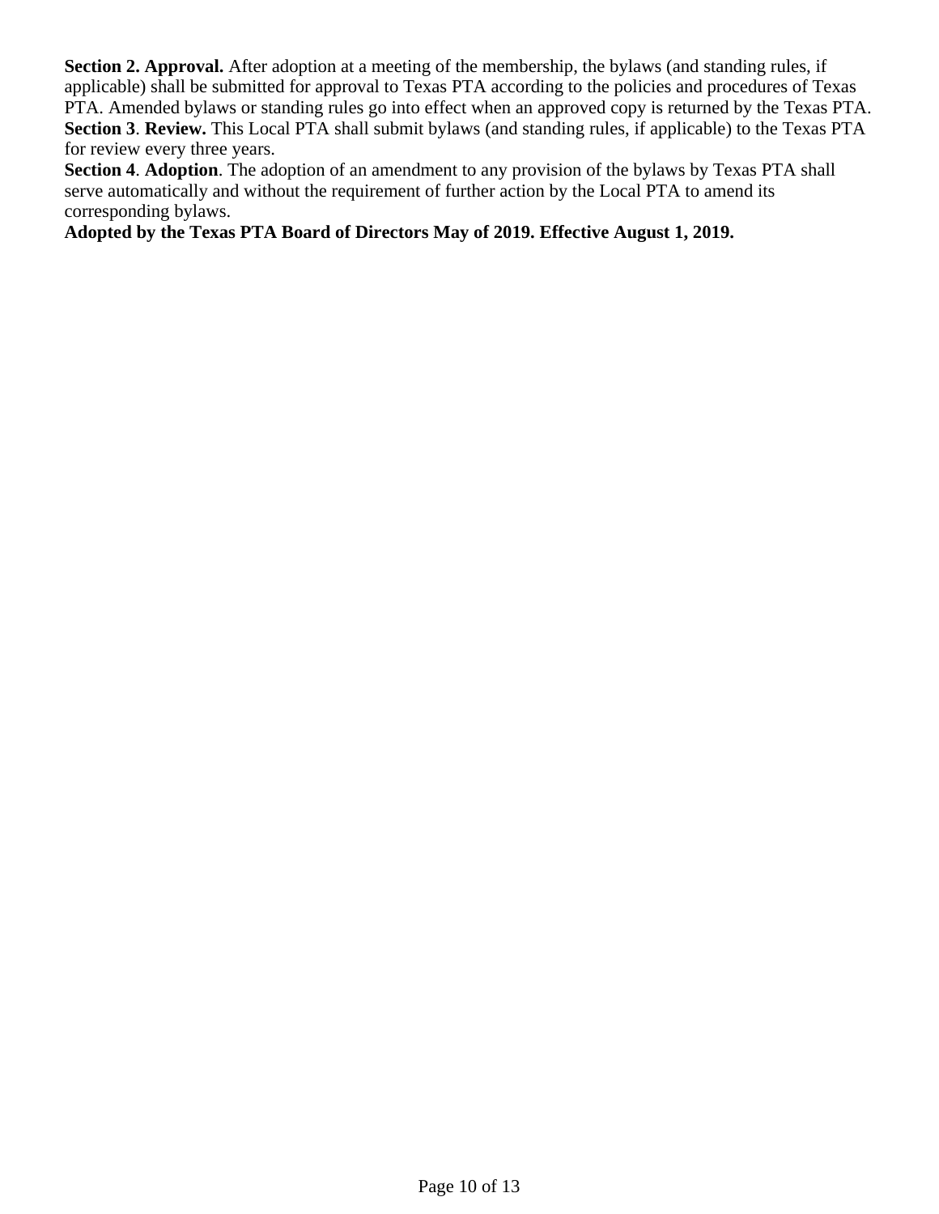**Section 2. Approval.** After adoption at a meeting of the membership, the bylaws (and standing rules, if applicable) shall be submitted for approval to Texas PTA according to the policies and procedures of Texas PTA. Amended bylaws or standing rules go into effect when an approved copy is returned by the Texas PTA.

**Section 3**. **Review.** This Local PTA shall submit bylaws (and standing rules, if applicable) to the Texas PTA for review every three years.

**Section 4**. **Adoption**. The adoption of an amendment to any provision of the bylaws by Texas PTA shall serve automatically and without the requirement of further action by the Local PTA to amend its corresponding bylaws.

**Adopted by the Texas PTA Board of Directors May of 2019. Effective August 1, 2019.**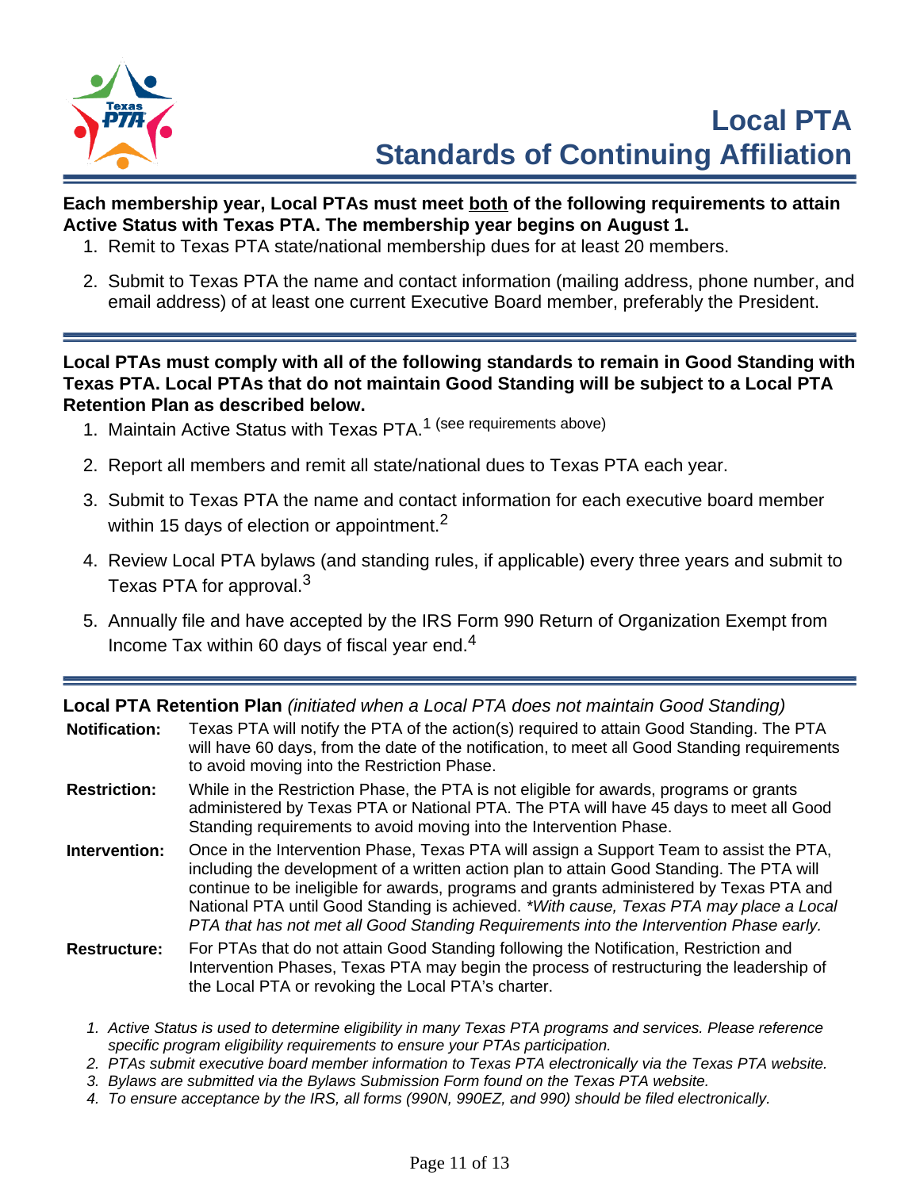# Local PTA
# Standards of Continuing Affiliation

**Each membership year, Local PTAs must meet both of the following requirements to attain Active Status with Texas PTA. The membership year begins on August 1.**

1. Remit to Texas PTA state/national membership dues for at least 20 members.
2. Submit to Texas PTA the name and contact information (mailing address, phone number, and email address) of at least one current Executive Board member, preferably the President.

---

**Local PTAs must comply with all of the following standards to remain in Good Standing with Texas PTA. Local PTAs that do not maintain Good Standing will be subject to a Local PTA Retention Plan as described below.**

1. Maintain Active Status with Texas PTA.[1] (see requirements above)
2. Report all members and remit all state/national dues to Texas PTA each year.
3. Submit to Texas PTA the name and contact information for each executive board member within 15 days of election or appointment.[2]
4. Review Local PTA bylaws (and standing rules, if applicable) every three years and submit to Texas PTA for approval.[3]
5. Annually file and have accepted by the IRS Form 990 Return of Organization Exempt from Income Tax within 60 days of fiscal year end.[4]

---

**Local PTA Retention Plan** *(initiated when a Local PTA does not maintain Good Standing)*

**Notification:** Texas PTA will notify the PTA of the action(s) required to attain Good Standing. The PTA will have 60 days, from the date of the notification, to meet all Good Standing requirements to avoid moving into the Restriction Phase.

**Restriction:** While in the Restriction Phase, the PTA is not eligible for awards, programs or grants administered by Texas PTA or National PTA. The PTA will have 45 days to meet all Good Standing requirements to avoid moving into the Intervention Phase.

**Intervention:** Once in the Intervention Phase, Texas PTA will assign a Support Team to assist the PTA, including the development of a written action plan to attain Good Standing. The PTA will continue to be ineligible for awards, programs and grants administered by Texas PTA and National PTA until Good Standing is achieved. *\*With cause, Texas PTA may place a Local PTA that has not met all Good Standing Requirements into the Intervention Phase early.*

**Restructure:** For PTAs that do not attain Good Standing following the Notification, Restriction and Intervention Phases, Texas PTA may begin the process of restructuring the leadership of the Local PTA or revoking the Local PTA's charter.

1. *Active Status is used to determine eligibility in many Texas PTA programs and services. Please reference specific program eligibility requirements to ensure your PTAs participation.*
2. *PTAs submit executive board member information to Texas PTA electronically via the Texas PTA website.*
3. *Bylaws are submitted via the Bylaws Submission Form found on the Texas PTA website.*
4. *To ensure acceptance by the IRS, all forms (990N, 990EZ, and 990) should be filed electronically.*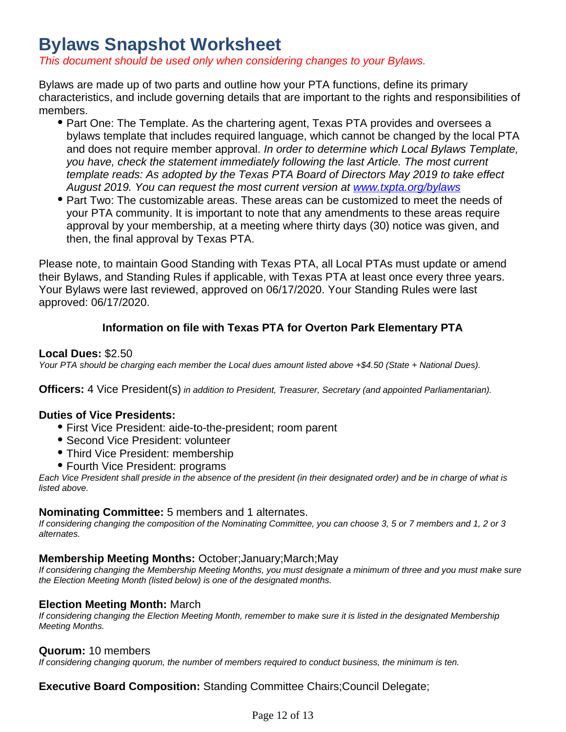# Bylaws Snapshot Worksheet

*This document should be used only when considering changes to your Bylaws.*

Bylaws are made up of two parts and outline how your PTA functions, define its primary characteristics, and include governing details that are important to the rights and responsibilities of members.

- Part One: The Template. As the chartering agent, Texas PTA provides and oversees a bylaws template that includes required language, which cannot be changed by the local PTA and does not require member approval. *In order to determine which Local Bylaws Template, you have, check the statement immediately following the last Article. The most current template reads: As adopted by the Texas PTA Board of Directors May 2019 to take effect August 2019. You can request the most current version at [www.txpta.org/bylaws](www.txpta.org/bylaws)*
- Part Two: The customizable areas. These areas can be customized to meet the needs of your PTA community. It is important to note that any amendments to these areas require approval by your membership, at a meeting where thirty days (30) notice was given, and then, the final approval by Texas PTA.

Please note, to maintain Good Standing with Texas PTA, all Local PTAs must update or amend their Bylaws, and Standing Rules if applicable, with Texas PTA at least once every three years. Your Bylaws were last reviewed, approved on 06/17/2020. Your Standing Rules were last approved: 06/17/2020.

**Information on file with Texas PTA for Overton Park Elementary PTA**

**Local Dues:** $2.50
*Your PTA should be charging each member the Local dues amount listed above +$4.50 (State + National Dues).*

**Officers:** 4 Vice President(s) *in addition to President, Treasurer, Secretary (and appointed Parliamentarian).*

**Duties of Vice Presidents:**

- First Vice President: aide-to-the-president; room parent
- Second Vice President: volunteer
- Third Vice President: membership
- Fourth Vice President: programs

*Each Vice President shall preside in the absence of the president (in their designated order) and be in charge of what is listed above.*

**Nominating Committee:** 5 members and 1 alternates.
*If considering changing the composition of the Nominating Committee, you can choose 3, 5 or 7 members and 1, 2 or 3 alternates.*

**Membership Meeting Months:** October;January;March;May
*If considering changing the Membership Meeting Months, you must designate a minimum of three and you must make sure the Election Meeting Month (listed below) is one of the designated months.*

**Election Meeting Month:** March
*If considering changing the Election Meeting Month, remember to make sure it is listed in the designated Membership Meeting Months.*

**Quorum:** 10 members
*If considering changing quorum, the number of members required to conduct business, the minimum is ten.*

**Executive Board Composition:** Standing Committee Chairs;Council Delegate;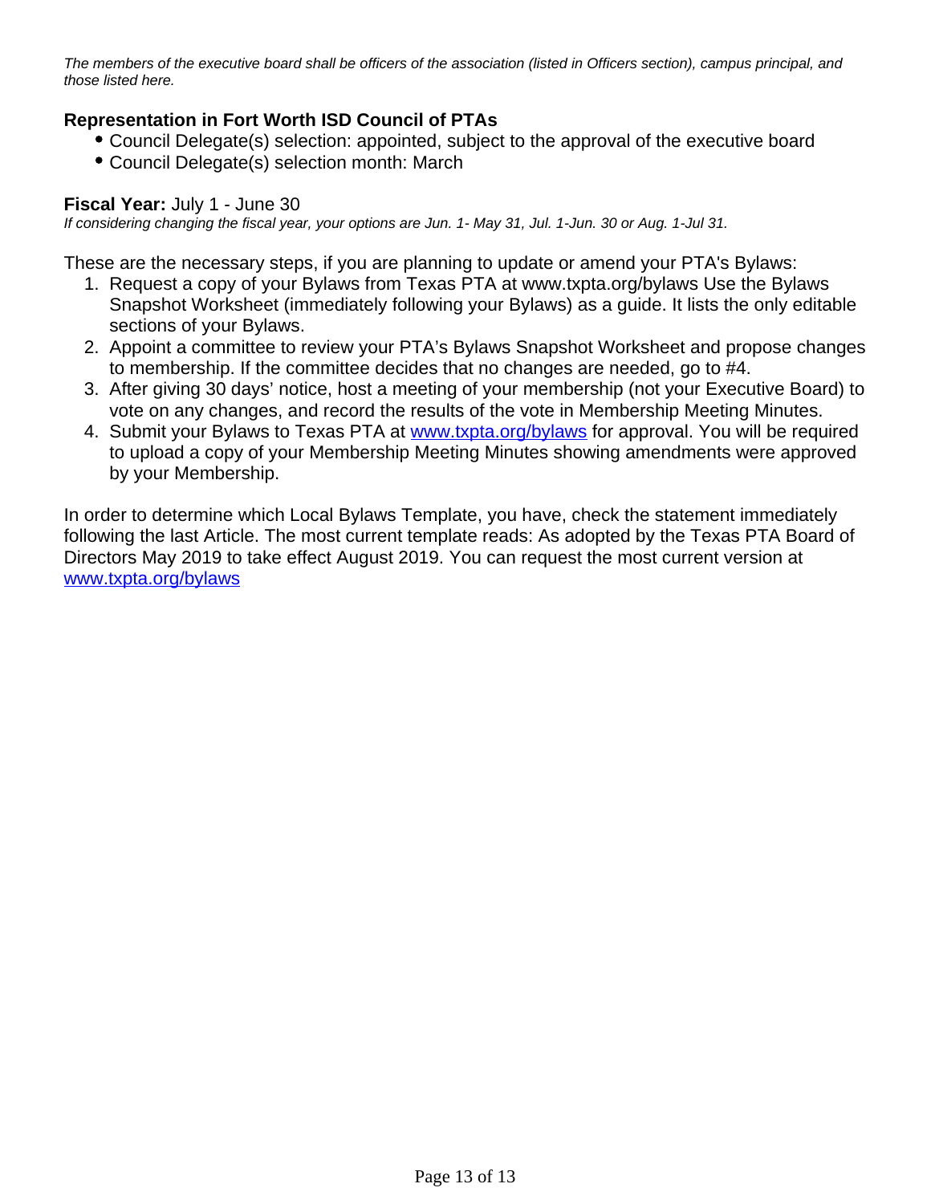*The members of the executive board shall be officers of the association (listed in Officers section), campus principal, and those listed here.*

**Representation in Fort Worth ISD Council of PTAs**

- Council Delegate(s) selection: appointed, subject to the approval of the executive board
- Council Delegate(s) selection month: March

**Fiscal Year:** July 1 - June 30

*If considering changing the fiscal year, your options are Jun. 1- May 31, Jul. 1-Jun. 30 or Aug. 1-Jul 31.*

These are the necessary steps, if you are planning to update or amend your PTA's Bylaws:

1. Request a copy of your Bylaws from Texas PTA at www.txpta.org/bylaws Use the Bylaws Snapshot Worksheet (immediately following your Bylaws) as a guide. It lists the only editable sections of your Bylaws.
2. Appoint a committee to review your PTA’s Bylaws Snapshot Worksheet and propose changes to membership. If the committee decides that no changes are needed, go to #4.
3. After giving 30 days’ notice, host a meeting of your membership (not your Executive Board) to vote on any changes, and record the results of the vote in Membership Meeting Minutes.
4. Submit your Bylaws to Texas PTA at [www.txpta.org/bylaws](www.txpta.org/bylaws) for approval. You will be required to upload a copy of your Membership Meeting Minutes showing amendments were approved by your Membership.

In order to determine which Local Bylaws Template, you have, check the statement immediately following the last Article. The most current template reads: As adopted by the Texas PTA Board of Directors May 2019 to take effect August 2019. You can request the most current version at [www.txpta.org/bylaws](www.txpta.org/bylaws)